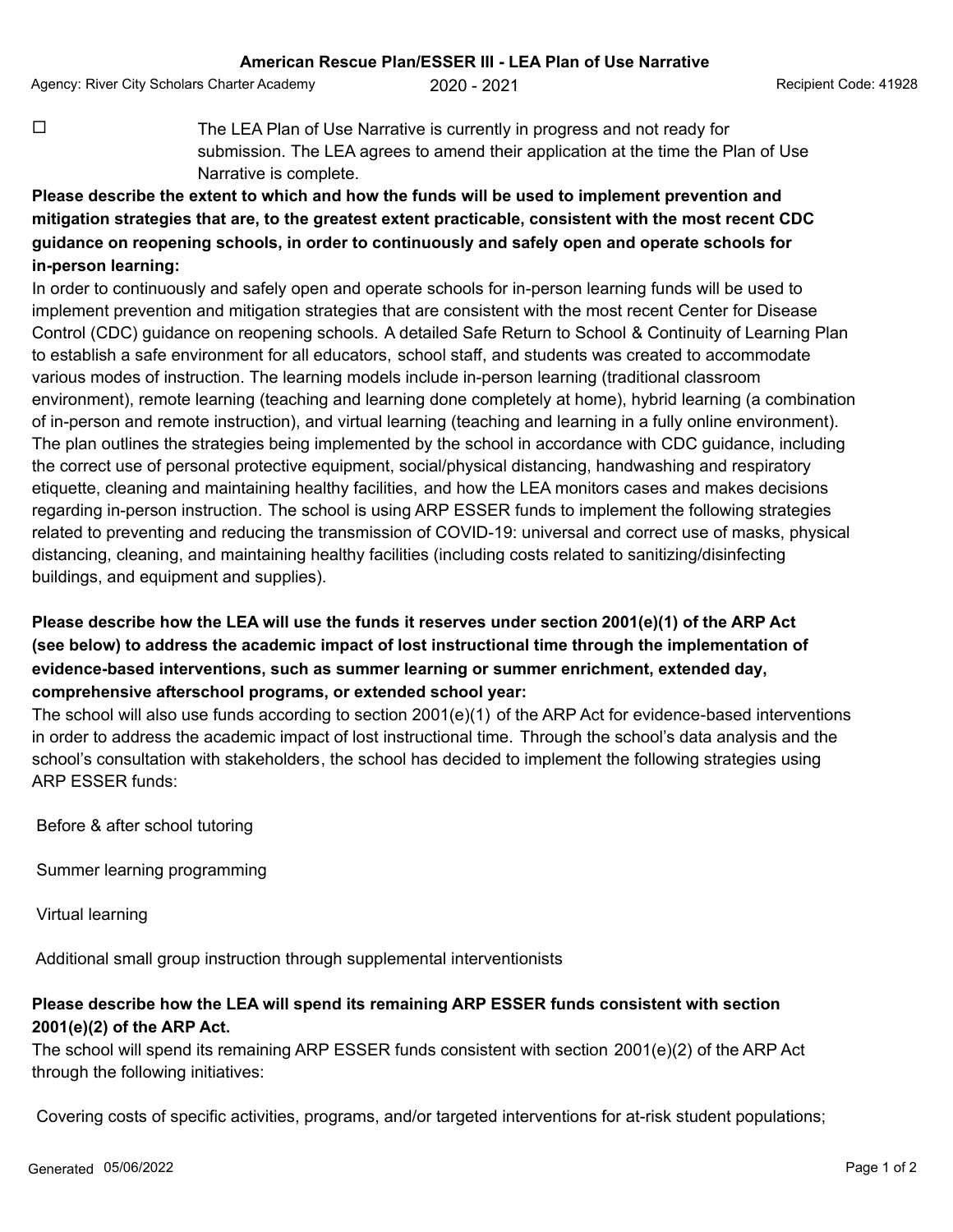# American Rescue Plan/ESSER III - LEA Plan of Use Narrative

Agency: River City Scholars Charter Academy 2020 - 2021 Recipient Code: 41928

☐ The LEA Plan of Use Narrative is currently in progress and not ready for submission. The LEA agrees to amend their application at the time the Plan of Use Narrative is complete.

**Please describe the extent to which and how the funds will be used to implement prevention and mitigation strategies that are, to the greatest extent practicable, consistent with the most recent CDC guidance on reopening schools, in order to continuously and safely open and operate schools for in-person learning:**

In order to continuously and safely open and operate schools for in-person learning funds will be used to implement prevention and mitigation strategies that are consistent with the most recent Center for Disease Control (CDC) guidance on reopening schools. A detailed Safe Return to School & Continuity of Learning Plan to establish a safe environment for all educators, school staff, and students was created to accommodate various modes of instruction. The learning models include in-person learning (traditional classroom environment), remote learning (teaching and learning done completely at home), hybrid learning (a combination of in-person and remote instruction), and virtual learning (teaching and learning in a fully online environment). The plan outlines the strategies being implemented by the school in accordance with CDC guidance, including the correct use of personal protective equipment, social/physical distancing, handwashing and respiratory etiquette, cleaning and maintaining healthy facilities, and how the LEA monitors cases and makes decisions regarding in-person instruction. The school is using ARP ESSER funds to implement the following strategies related to preventing and reducing the transmission of COVID-19: universal and correct use of masks, physical distancing, cleaning, and maintaining healthy facilities (including costs related to sanitizing/disinfecting buildings, and equipment and supplies).

**Please describe how the LEA will use the funds it reserves under section 2001(e)(1) of the ARP Act (see below) to address the academic impact of lost instructional time through the implementation of evidence-based interventions, such as summer learning or summer enrichment, extended day, comprehensive afterschool programs, or extended school year:**

The school will also use funds according to section 2001(e)(1) of the ARP Act for evidence-based interventions in order to address the academic impact of lost instructional time. Through the school's data analysis and the school's consultation with stakeholders, the school has decided to implement the following strategies using ARP ESSER funds:

Before & after school tutoring

Summer learning programming

Virtual learning

Additional small group instruction through supplemental interventionists

**Please describe how the LEA will spend its remaining ARP ESSER funds consistent with section 2001(e)(2) of the ARP Act.**

The school will spend its remaining ARP ESSER funds consistent with section 2001(e)(2) of the ARP Act through the following initiatives:

Covering costs of specific activities, programs, and/or targeted interventions for at-risk student populations;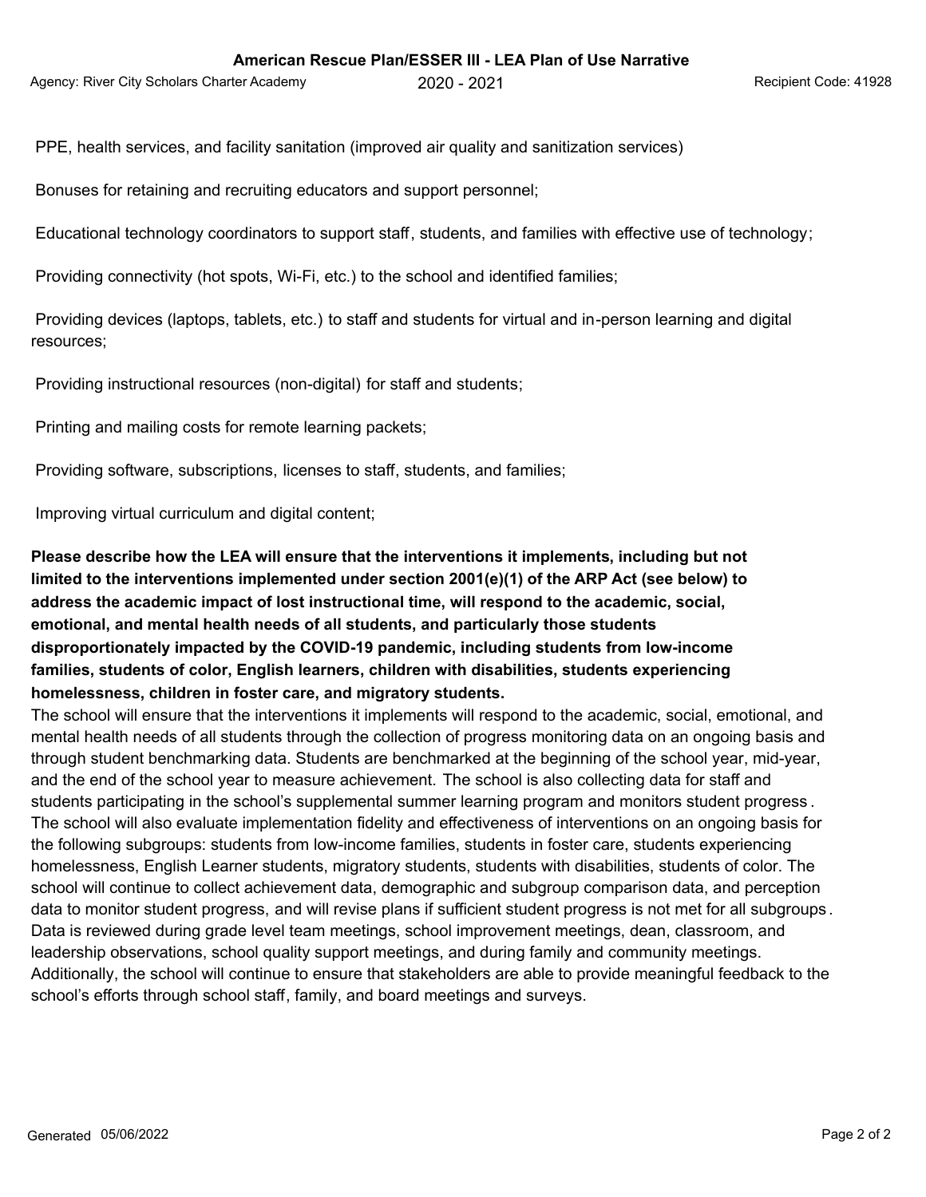PPE, health services, and facility sanitation (improved air quality and sanitization services)

Bonuses for retaining and recruiting educators and support personnel;

Educational technology coordinators to support staff, students, and families with effective use of technology;

Providing connectivity (hot spots, Wi-Fi, etc.) to the school and identified families;

Providing devices (laptops, tablets, etc.) to staff and students for virtual and in-person learning and digital resources;

Providing instructional resources (non-digital) for staff and students;

Printing and mailing costs for remote learning packets;

Providing software, subscriptions, licenses to staff, students, and families;

Improving virtual curriculum and digital content;

**Please describe how the LEA will ensure that the interventions it implements, including but not limited to the interventions implemented under section 2001(e)(1) of the ARP Act (see below) to address the academic impact of lost instructional time, will respond to the academic, social, emotional, and mental health needs of all students, and particularly those students disproportionately impacted by the COVID-19 pandemic, including students from low-income families, students of color, English learners, children with disabilities, students experiencing homelessness, children in foster care, and migratory students.**

The school will ensure that the interventions it implements will respond to the academic, social, emotional, and mental health needs of all students through the collection of progress monitoring data on an ongoing basis and through student benchmarking data. Students are benchmarked at the beginning of the school year, mid-year, and the end of the school year to measure achievement. The school is also collecting data for staff and students participating in the school's supplemental summer learning program and monitors student progress. The school will also evaluate implementation fidelity and effectiveness of interventions on an ongoing basis for the following subgroups: students from low-income families, students in foster care, students experiencing homelessness, English Learner students, migratory students, students with disabilities, students of color. The school will continue to collect achievement data, demographic and subgroup comparison data, and perception data to monitor student progress, and will revise plans if sufficient student progress is not met for all subgroups. Data is reviewed during grade level team meetings, school improvement meetings, dean, classroom, and leadership observations, school quality support meetings, and during family and community meetings. Additionally, the school will continue to ensure that stakeholders are able to provide meaningful feedback to the school's efforts through school staff, family, and board meetings and surveys.